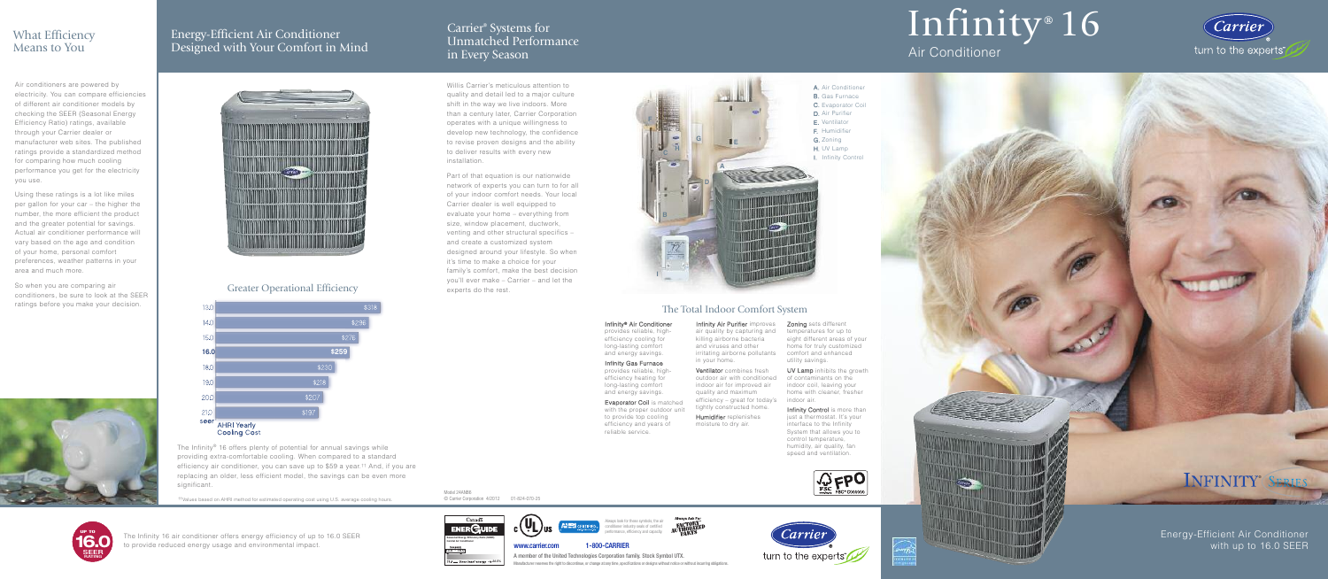## What Efficiency Means to You

Air conditioners are powered by electricity. You can compare efficiencies of different air conditioner models by checking the SEER (Seasonal Energy Efficiency Ratio) ratings, available through your Carrier dealer or manufacturer web sites. The published ratings provide a standardized method for comparing how much cooling performance you get for the electricity you use.

Using these ratings is a lot like miles per gallon for your car – the higher the number, the more efficient the product and the greater potential for savings. Actual air conditioner performance will vary based on the age and condition of your home, personal comfort preferences, weather patterns in your area and much more.

So when you are comparing air conditioners, be sure to look at the SEER ratings before you make your decision.

## Energy-Efficient Air Conditioner Designed with Your Comfort in Mind

### Greater Operational Efficiency

| SEER | AHRI Yearly Cooling Cost |
|---|---|
| 13.0 | $318 |
| 14.0 | $296 |
| 15.0 | $276 |
| **16.0** | **$259** |
| 18.0 | $230 |
| 19.0 | $218 |
| 20.0 | $207 |
| 21.0 | $197 |

The Infinity® 16 offers plenty of potential for annual savings while providing extra-comfortable cooling. When compared to a standard efficiency air conditioner, you can save up to $59 a year.[11] And, if you are replacing an older, less efficient model, the savings can be even more significant.

[11]Values based on AHRI method for estimated operating cost using U.S. average cooling hours.

UP TO 16.0 SEER

The Infinity 16 air conditioner offers energy efficiency of up to 16.0 SEER to provide reduced energy usage and environmental impact.

## Carrier® Systems for Unmatched Performance in Every Season

Willis Carrier's meticulous attention to quality and detail led to a major culture shift in the way we live indoors. More than a century later, Carrier Corporation operates with a unique willingness to develop new technology, the confidence to revise proven designs and the ability to deliver results with every new installation.

Part of that equation is our nationwide network of experts you can turn to for all of your indoor comfort needs. Your local Carrier dealer is well equipped to evaluate your home – everything from size, window placement, ductwork, venting and other structural specifics – and create a customized system designed around your lifestyle. So when it's time to make a choice for your family's comfort, make the best decision you'll ever make – Carrier – and let the experts do the rest.

A. Air Conditioner
B. Gas Furnace
C. Evaporator Coil
D. Air Purifier
E. Ventilator
F. Humidifier
G. Zoning
H. UV Lamp
I. Infinity Control

### The Total Indoor Comfort System

**Infinity® Air Conditioner** provides reliable, high-efficiency cooling for long-lasting comfort and energy savings.

**Infinity Gas Furnace** provides reliable, high-efficiency heating for long-lasting comfort and energy savings.

**Evaporator Coil** is matched with the proper outdoor unit to provide top cooling efficiency and years of reliable service.

**Infinity Air Purifier** improves air quality by capturing and killing airborne bacteria and viruses and other irritating airborne pollutants in your home.

**Ventilator** combines fresh outdoor air with conditioned indoor air for improved air quality and maximum efficiency – great for today's tightly constructed home.

**Humidifier** replenishes moisture to dry air.

**Zoning** sets different temperatures for up to eight different areas of your home for truly customized comfort and enhanced utility savings.

**UV Lamp** inhibits the growth of contaminants on the indoor coil, leaving your home with cleaner, fresher indoor air.

**Infinity Control** is more than just a thermostat. It's your interface to the Infinity System that allows you to control temperature, humidity, air quality, fan speed and ventilation.

Model 24ANB6
© Carrier Corporation 4/2012 01-824-070-25

Always look for these symbols. It's air conditioner industry seals of certified performance, efficiency and capacity.

Always Ask For FACTORY AUTHORIZED PARTS

www.carrier.com 1-800-CARRIER

A member of the United Technologies Corporation family. Stock Symbol UTX.

Manufacturer reserves the right to discontinue, or change at any time, specifications or designs without notice or without incurring obligations.

# Infinity® 16

## Air Conditioner

Carrier turn to the experts

INFINITY® SERIES

Energy-Efficient Air Conditioner with up to 16.0 SEER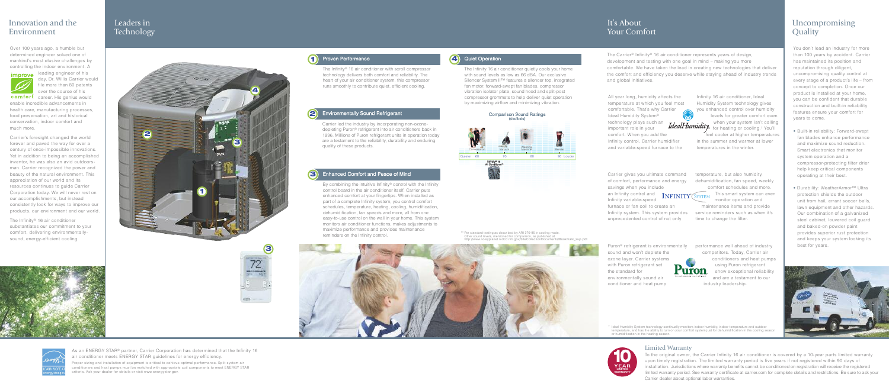# Innovation and the Environment

Over 100 years ago, a humble but determined engineer solved one of mankind's most elusive challenges by controlling the indoor environment. A leading engineer of his day, Dr. Willis Carrier would file more than 80 patents over the course of his career. His genius would enable incredible advancements in health care, manufacturing processes, food preservation, art and historical conservation, indoor comfort and much more.

Carrier's foresight changed the world forever and paved the way for over a century of once-impossible innovations. Yet in addition to being an accomplished inventor, he was also an avid outdoorsman. Carrier recognized the power and beauty of the natural environment. This appreciation of our world and its resources continues to guide Carrier Corporation today. We will never rest on our accomplishments, but instead consistently look for ways to improve our products, our environment and our world.

The Infinity® 16 air conditioner substantiates our commitment to your comfort, delivering environmentally-sound, energy-efficient cooling.

# Leaders in Technology

## 1 Proven Performance

The Infinity® 16 air conditioner with scroll compressor technology delivers both comfort and reliability. The heart of your air conditioner system, this compressor runs smoothly to contribute quiet, efficient cooling.

## 2 Environmentally Sound Refrigerant

Carrier led the industry by incorporating non-ozone-depleting Puron® refrigerant into air conditioners back in 1996. Millions of Puron refrigerant units in operation today are a testament to the reliability, durability and enduring quality of these products.

## 3 Enhanced Comfort and Peace of Mind

By combining the intuitive Infinity® control with the Infinity control board in the air conditioner itself, Carrier puts enhanced comfort at your fingertips. When installed as part of a complete Infinity system, you control comfort schedules, temperature, heating, cooling, humidification, dehumidification, fan speeds and more, all from one easy-to-use control on the wall in your home. This system monitors air conditioner functions, makes adjustments to maximize performance and provides maintenance reminders on the Infinity control.

## 4 Quiet Operation

The Infinity 16 air conditioner quietly cools your home with sound levels as low as 66 dBA. Our exclusive Silencer System II™ features a silencer top, integrated fan motor, forward-swept fan blades, compressor vibration isolator plate, sound hood and split-post compressor grommets to help deliver quiet operation by maximizing airflow and minimizing vibration.

Comparison Sound Ratings (decibels)

Conversation
Vacuum
Washing Machine
Blender
Quieter 60 70 80 90 Louder
Infinity® 16 Air Conditioner*

* Per standard testing as described by ARI 270-95 in cooling mode. Other sound levels, mentioned for comparison, as published at http://www.noisyplanet.nidcd.nih.gov/SiteCollectionDocuments/Bookmark_2up.pdf.

# It's About Your Comfort

The Carrier® Infinity® 16 air conditioner represents years of design, development and testing with one goal in mind – making you more comfortable. We have taken the lead in creating new technologies that deliver the comfort and efficiency you deserve while staying ahead of industry trends and global initiatives.

All year long, humidity affects the temperature at which you feel most comfortable. That's why Carrier Ideal Humidity System® technology plays such an important role in your comfort. When you add the Infinity control, Carrier humidifier and variable-speed furnace to the Infinity 16 air conditioner, Ideal Humidity System technology gives you enhanced control over humidity levels for greater comfort even when your system isn't calling for heating or cooling.[†] You'll feel cooler at higher temperatures in the summer and warmer at lower temperatures in the winter.

Carrier gives you ultimate command of comfort, performance and energy savings when you include an Infinity control and Infinity variable-speed furnace or fan coil to create an Infinity system. This system provides unprecedented control of not only temperature, but also humidity, dehumidification, fan speed, weekly comfort schedules and more. This smart system can even monitor operation and maintenance items and provide service reminders such as when it's time to change the filter.

Puron® refrigerant is environmentally sound and won't deplete the ozone layer. Carrier systems with Puron refrigerant set the standard for environmentally sound air conditioner and heat pump performance well ahead of industry competitors. Today, Carrier air conditioners and heat pumps using Puron refrigerant show exceptional reliability and are a testament to our industry leadership.

† Ideal Humidity System technology continually monitors indoor humidity, indoor temperature and outdoor temperature, and has the ability to turn on your comfort system just for dehumidification in the cooling season or humidification in the heating season.

# Uncompromising Quality

You don't lead an industry for more than 100 years by accident. Carrier has maintained its position and reputation through diligent, uncompromising quality control at every stage of a product's life – from concept to completion. Once our product is installed at your home, you can be confident that durable construction and built-in reliability features ensure your comfort for years to come.

- Built-in reliability: Forward-swept fan blades enhance performance and maximize sound reduction. Smart electronics that monitor system operation and a compressor-protecting filter drier help keep critical components operating at their best.
- Durability: WeatherArmor™ Ultra protection shields the outdoor unit from hail, errant soccer balls, lawn equipment and other hazards. Our combination of a galvanized steel cabinet, louvered coil guard and baked-on powder paint provides superior rust protection and keeps your system looking its best for years.

As an ENERGY STAR® partner, Carrier Corporation has determined that the Infinity 16 air conditioner meets ENERGY STAR guidelines for energy efficiency.

Proper sizing and installation of equipment is critical to achieve optimal performance. Split system air conditioners and heat pumps must be matched with appropriate coil components to meet ENERGY STAR criteria. Ask your dealer for details or visit www.energystar.gov.

## Limited Warranty

To the original owner, the Carrier Infinity 16 air conditioner is covered by a 10-year parts limited warranty upon timely registration. The limited warranty period is five years if not registered within 90 days of installation. Jurisdictions where warranty benefits cannot be conditioned on registration will receive the registered limited warranty period. See warranty certificate at carrier.com for complete details and restrictions. Be sure to ask your Carrier dealer about optional labor warranties.